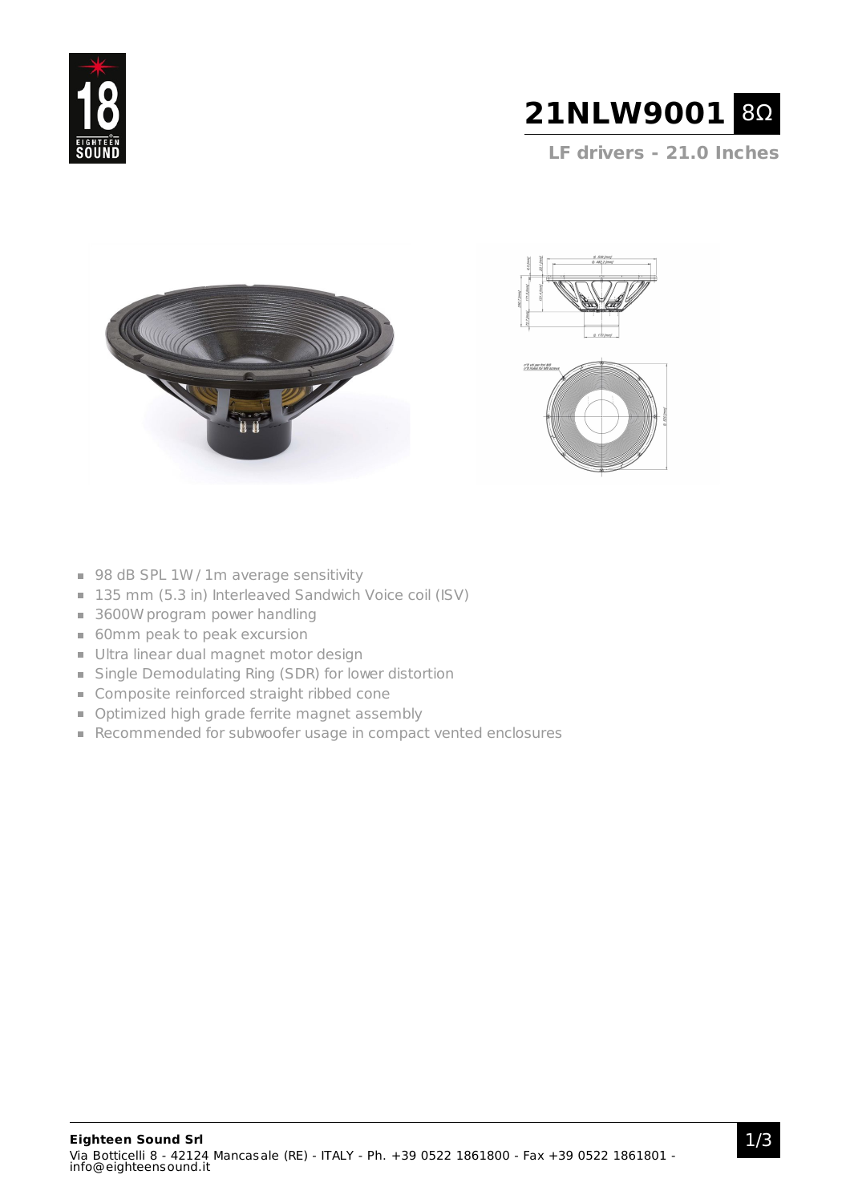# 21NLW9001 8Ω

**LF drivers - 21.0 Inches**

- 98 dB SPL 1W / 1m average sensitivity
- 135 mm (5.3 in) Interleaved Sandwich Voice coil (ISV)
- 3600W program power handling
- 60mm peak to peak excursion
- Ultra linear dual magnet motor design
- Single Demodulating Ring (SDR) for lower distortion
- Composite reinforced straight ribbed cone
- Optimized high grade ferrite magnet assembly
- Recommended for subwoofer usage in compact vented enclosures

**Eighteen Sound Srl**
Via Botticelli 8 - 42124 Mancasale (RE) - ITALY - Ph. +39 0522 1861800 - Fax +39 0522 1861801 - info@eighteensound.it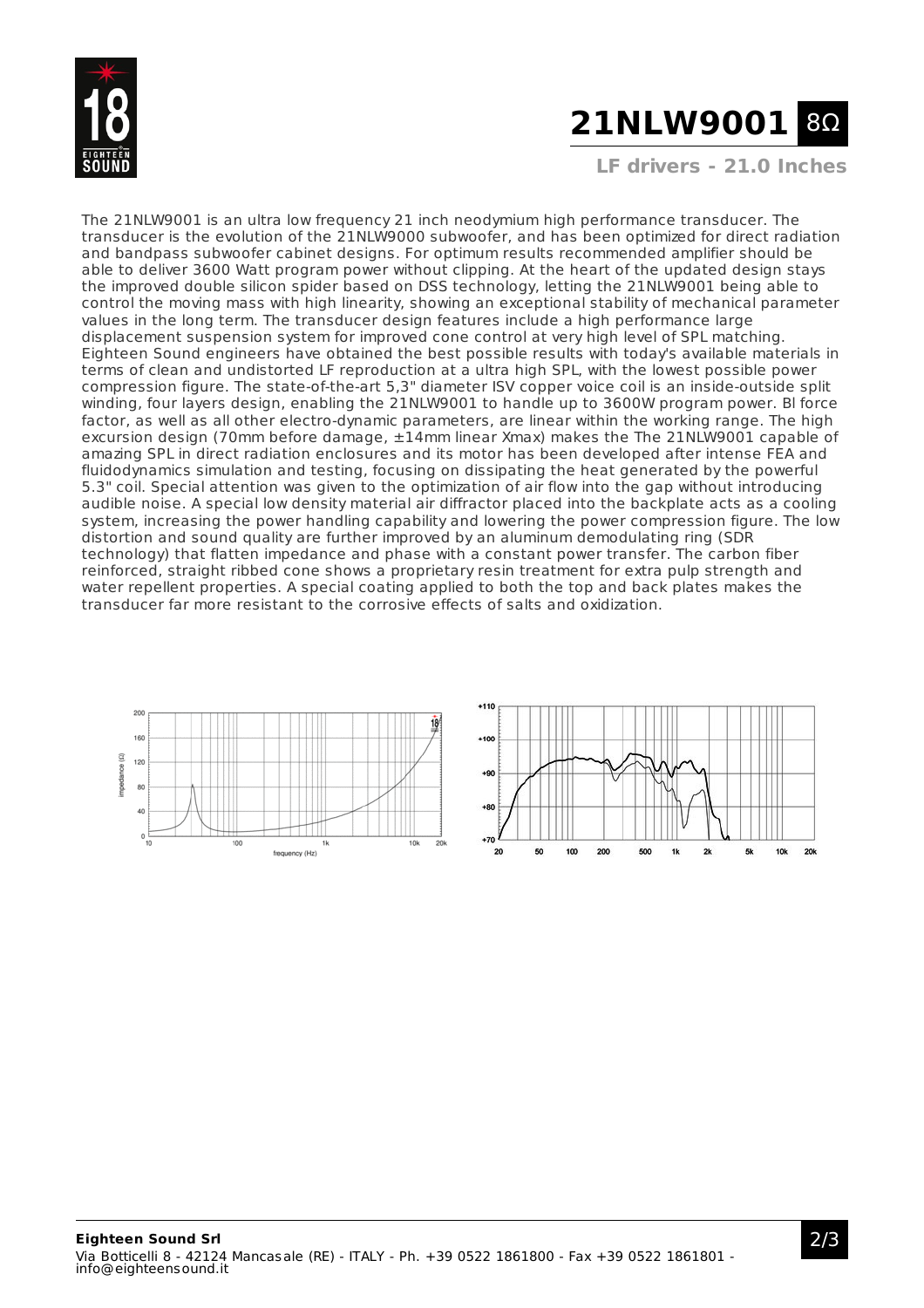# 21NLW9001 8Ω

### LF drivers - 21.0 Inches

The 21NLW9001 is an ultra low frequency 21 inch neodymium high performance transducer. The transducer is the evolution of the 21NLW9000 subwoofer, and has been optimized for direct radiation and bandpass subwoofer cabinet designs. For optimum results recommended amplifier should be able to deliver 3600 Watt program power without clipping. At the heart of the updated design stays the improved double silicon spider based on DSS technology, letting the 21NLW9001 being able to control the moving mass with high linearity, showing an exceptional stability of mechanical parameter values in the long term. The transducer design features include a high performance large displacement suspension system for improved cone control at very high level of SPL matching. Eighteen Sound engineers have obtained the best possible results with today's available materials in terms of clean and undistorted LF reproduction at a ultra high SPL, with the lowest possible power compression figure. The state-of-the-art 5,3" diameter ISV copper voice coil is an inside-outside split winding, four layers design, enabling the 21NLW9001 to handle up to 3600W program power. Bl force factor, as well as all other electro-dynamic parameters, are linear within the working range. The high excursion design (70mm before damage, ±14mm linear Xmax) makes the The 21NLW9001 capable of amazing SPL in direct radiation enclosures and its motor has been developed after intense FEA and fluidodynamics simulation and testing, focusing on dissipating the heat generated by the powerful 5.3" coil. Special attention was given to the optimization of air flow into the gap without introducing audible noise. A special low density material air diffractor placed into the backplate acts as a cooling system, increasing the power handling capability and lowering the power compression figure. The low distortion and sound quality are further improved by an aluminum demodulating ring (SDR technology) that flatten impedance and phase with a constant power transfer. The carbon fiber reinforced, straight ribbed cone shows a proprietary resin treatment for extra pulp strength and water repellent properties. A special coating applied to both the top and back plates makes the transducer far more resistant to the corrosive effects of salts and oxidization.

**Eighteen Sound Srl**
Via Botticelli 8 - 42124 Mancasale (RE) - ITALY - Ph. +39 0522 1861800 - Fax +39 0522 1861801 - info@eighteensound.it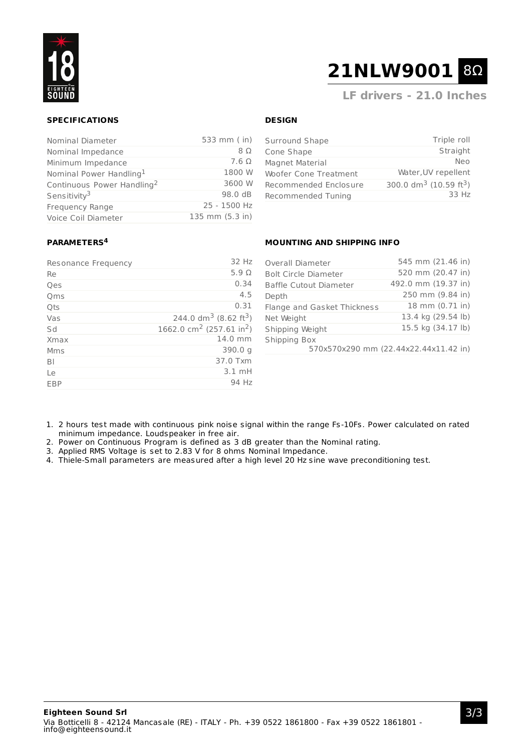# 21NLW9001 8Ω

## LF drivers - 21.0 Inches

### SPECIFICATIONS

| | |
|---|---|
| Nominal Diameter | 533 mm ( in) |
| Nominal Impedance | 8 Ω |
| Minimum Impedance | 7.6 Ω |
| Nominal Power Handling[1] | 1800 W |
| Continuous Power Handling[2] | 3600 W |
| Sensitivity[3] | 98.0 dB |
| Frequency Range | 25 - 1500 Hz |
| Voice Coil Diameter | 135 mm (5.3 in) |

### DESIGN

| | |
|---|---|
| Surround Shape | Triple roll |
| Cone Shape | Straight |
| Magnet Material | Neo |
| Woofer Cone Treatment | Water,UV repellent |
| Recommended Enclosure | 300.0 $dm^3$ (10.59 $ft^3$) |
| Recommended Tuning | 33 Hz |

### PARAMETERS[4]

| | |
|---|---|
| Resonance Frequency | 32 Hz |
| Re | 5.9 Ω |
| Qes | 0.34 |
| Qms | 4.5 |
| Qts | 0.31 |
| Vas | 244.0 $dm^3$ (8.62 $ft^3$) |
| Sd | 1662.0 $cm^2$ (257.61 $in^2$) |
| Xmax | 14.0 mm |
| Mms | 390.0 g |
| Bl | 37.0 Txm |
| Le | 3.1 mH |
| EBP | 94 Hz |

### MOUNTING AND SHIPPING INFO

| | |
|---|---|
| Overall Diameter | 545 mm (21.46 in) |
| Bolt Circle Diameter | 520 mm (20.47 in) |
| Baffle Cutout Diameter | 492.0 mm (19.37 in) |
| Depth | 250 mm (9.84 in) |
| Flange and Gasket Thickness | 18 mm (0.71 in) |
| Net Weight | 13.4 kg (29.54 lb) |
| Shipping Weight | 15.5 kg (34.17 lb) |
| Shipping Box | 570x570x290 mm (22.44x22.44x11.42 in) |

1. 2 hours test made with continuous pink noise signal within the range Fs-10Fs. Power calculated on rated minimum impedance. Loudspeaker in free air.
2. Power on Continuous Program is defined as 3 dB greater than the Nominal rating.
3. Applied RMS Voltage is set to 2.83 V for 8 ohms Nominal Impedance.
4. Thiele-Small parameters are measured after a high level 20 Hz sine wave preconditioning test.

**Eighteen Sound Srl**
Via Botticelli 8 - 42124 Mancasale (RE) - ITALY - Ph. +39 0522 1861800 - Fax +39 0522 1861801 - info@eighteensound.it